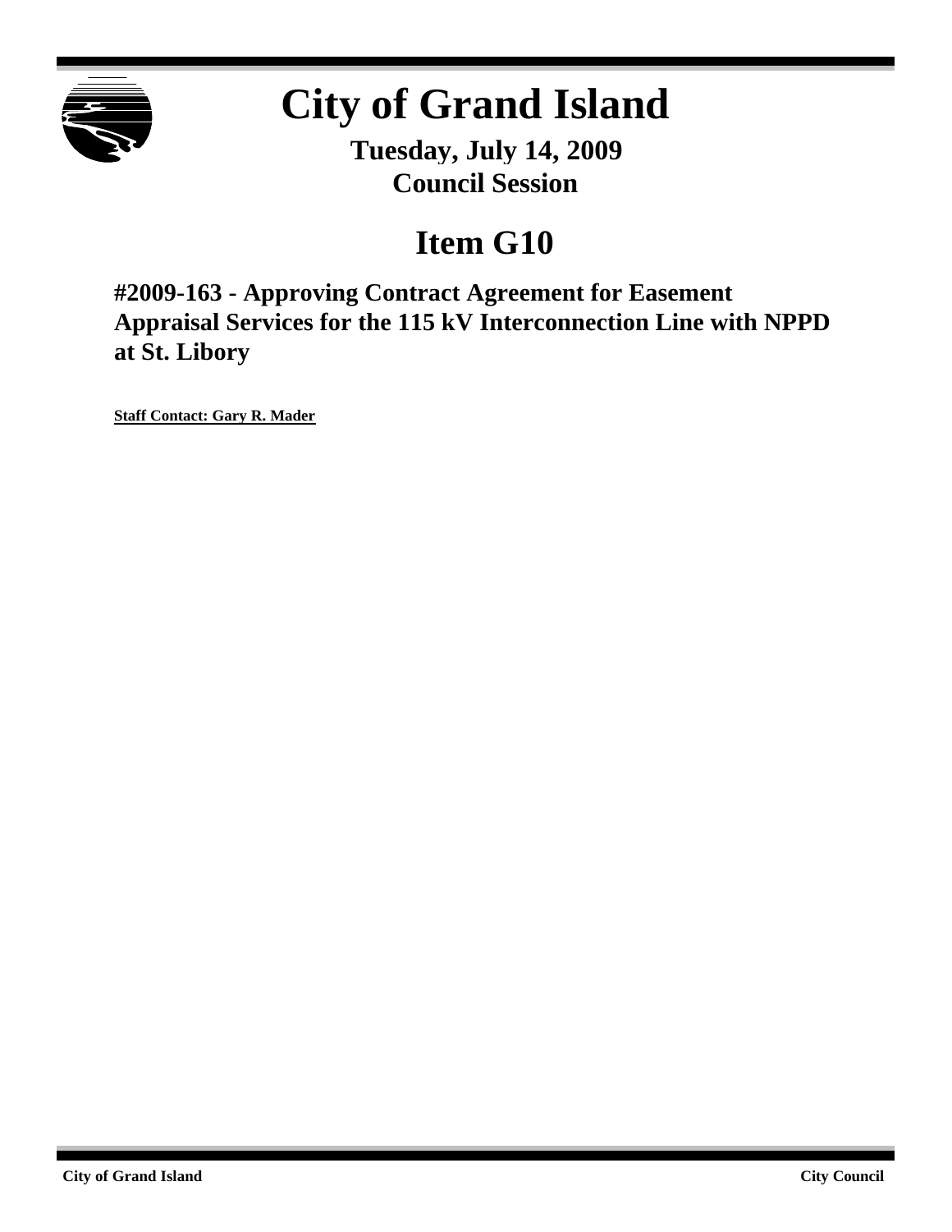# City of Grand Island

**Tuesday, July 14, 2009**
**Council Session**

## Item G10

### #2009-163 - Approving Contract Agreement for Easement Appraisal Services for the 115 kV Interconnection Line with NPPD at St. Libory

**Staff Contact: Gary R. Mader**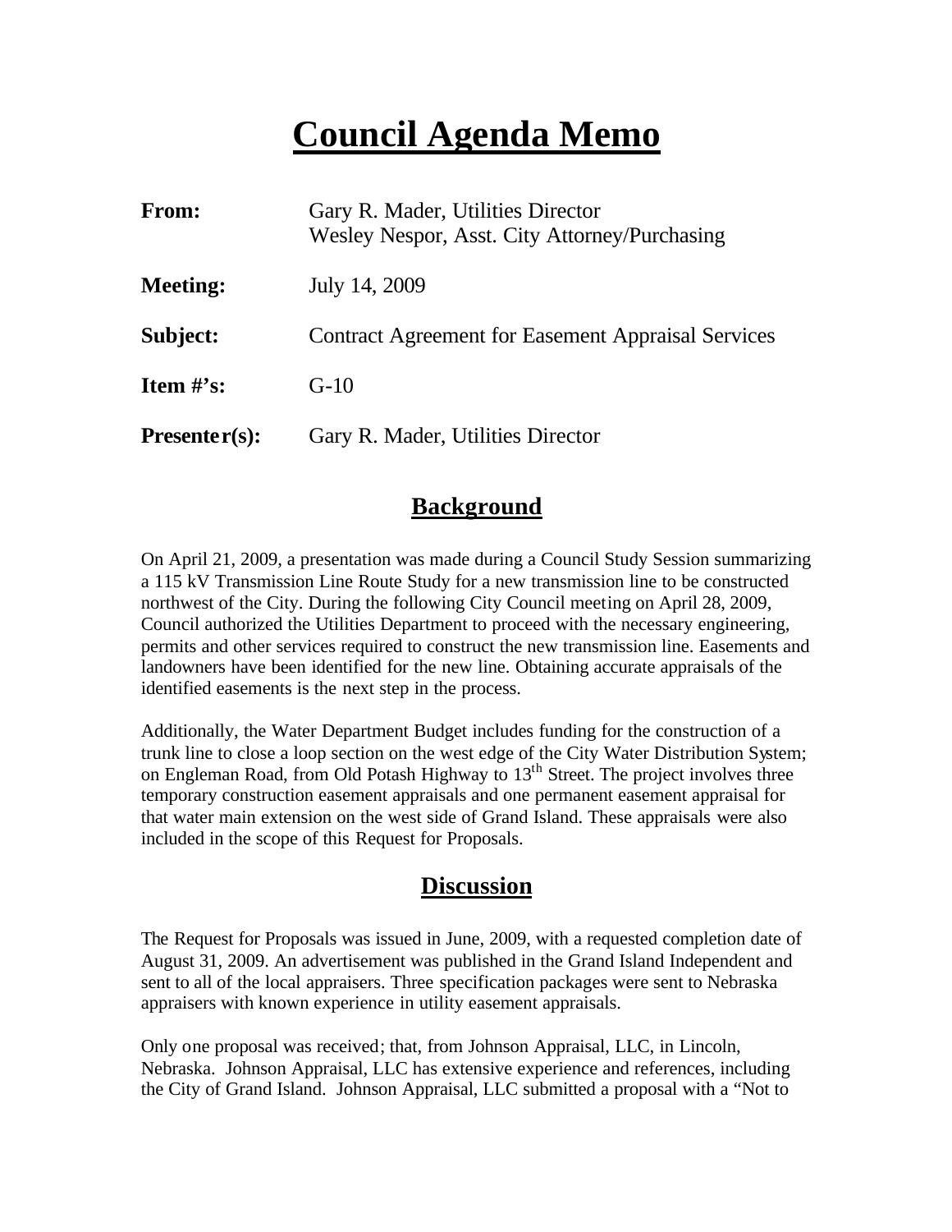# Council Agenda Memo

| | |
|---|---|
| **From:** | Gary R. Mader, Utilities Director<br>Wesley Nespor, Asst. City Attorney/Purchasing |
| **Meeting:** | July 14, 2009 |
| **Subject:** | Contract Agreement for Easement Appraisal Services |
| **Item #'s:** | G-10 |
| **Presenter(s):** | Gary R. Mader, Utilities Director |

## Background

On April 21, 2009, a presentation was made during a Council Study Session summarizing a 115 kV Transmission Line Route Study for a new transmission line to be constructed northwest of the City. During the following City Council meeting on April 28, 2009, Council authorized the Utilities Department to proceed with the necessary engineering, permits and other services required to construct the new transmission line. Easements and landowners have been identified for the new line. Obtaining accurate appraisals of the identified easements is the next step in the process.

Additionally, the Water Department Budget includes funding for the construction of a trunk line to close a loop section on the west edge of the City Water Distribution System; on Engleman Road, from Old Potash Highway to 13th Street. The project involves three temporary construction easement appraisals and one permanent easement appraisal for that water main extension on the west side of Grand Island. These appraisals were also included in the scope of this Request for Proposals.

## Discussion

The Request for Proposals was issued in June, 2009, with a requested completion date of August 31, 2009. An advertisement was published in the Grand Island Independent and sent to all of the local appraisers. Three specification packages were sent to Nebraska appraisers with known experience in utility easement appraisals.

Only one proposal was received; that, from Johnson Appraisal, LLC, in Lincoln, Nebraska. Johnson Appraisal, LLC has extensive experience and references, including the City of Grand Island. Johnson Appraisal, LLC submitted a proposal with a "Not to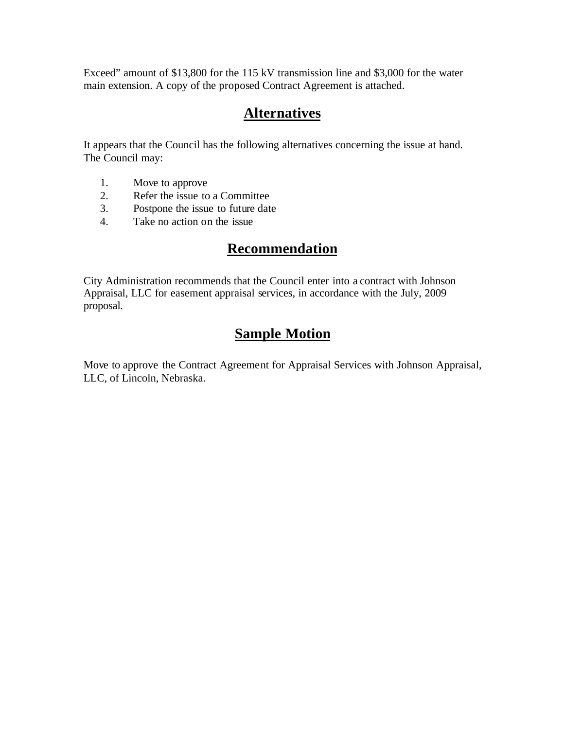Exceed" amount of $13,800 for the 115 kV transmission line and $3,000 for the water main extension. A copy of the proposed Contract Agreement is attached.

## Alternatives

It appears that the Council has the following alternatives concerning the issue at hand. The Council may:

1. Move to approve
2. Refer the issue to a Committee
3. Postpone the issue to future date
4. Take no action on the issue

## Recommendation

City Administration recommends that the Council enter into a contract with Johnson Appraisal, LLC for easement appraisal services, in accordance with the July, 2009 proposal.

## Sample Motion

Move to approve the Contract Agreement for Appraisal Services with Johnson Appraisal, LLC, of Lincoln, Nebraska.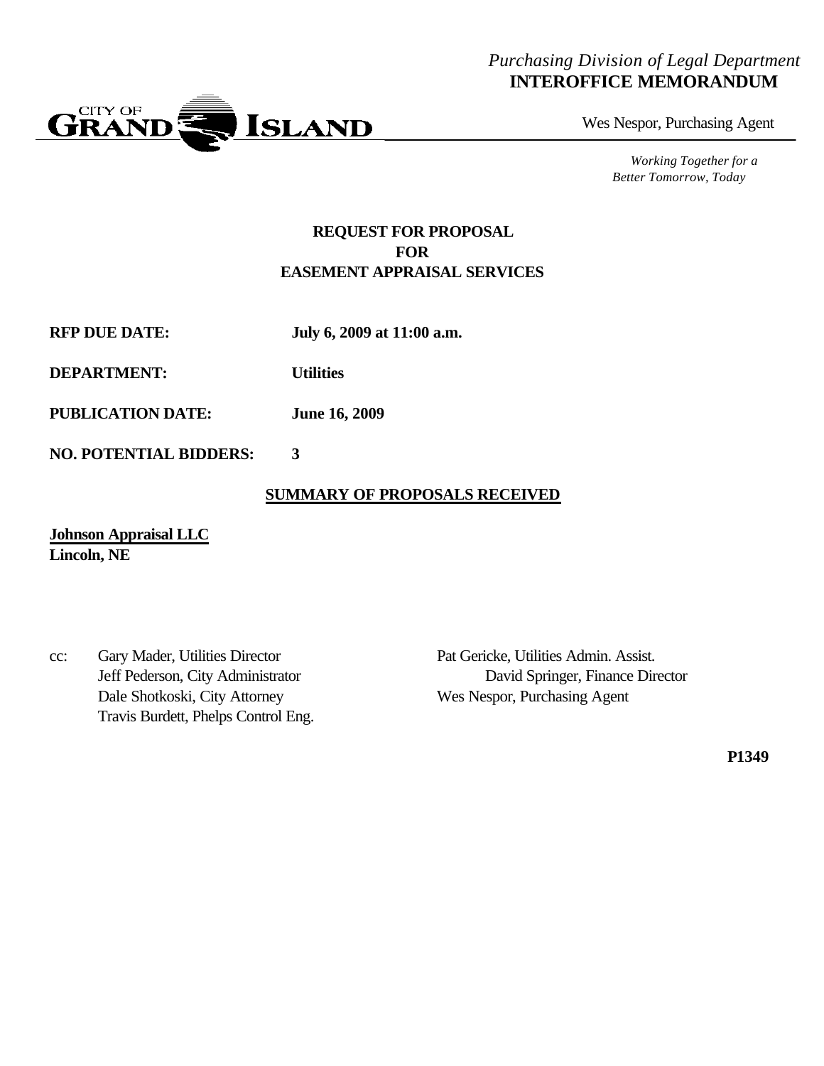*Purchasing Division of Legal Department*
**INTEROFFICE MEMORANDUM**

**CITY OF GRAND ISLAND**

Wes Nespor, Purchasing Agent

*Working Together for a Better Tomorrow, Today*

**REQUEST FOR PROPOSAL**
**FOR**
**EASEMENT APPRAISAL SERVICES**

**RFP DUE DATE:** **July 6, 2009 at 11:00 a.m.**

**DEPARTMENT:** **Utilities**

**PUBLICATION DATE:** **June 16, 2009**

**NO. POTENTIAL BIDDERS:** **3**

**SUMMARY OF PROPOSALS RECEIVED**

**Johnson Appraisal LLC**
**Lincoln, NE**

cc: Gary Mader, Utilities Director
Jeff Pederson, City Administrator
Dale Shotkoski, City Attorney
Travis Burdett, Phelps Control Eng.
Pat Gericke, Utilities Admin. Assist.
David Springer, Finance Director
Wes Nespor, Purchasing Agent

**P1349**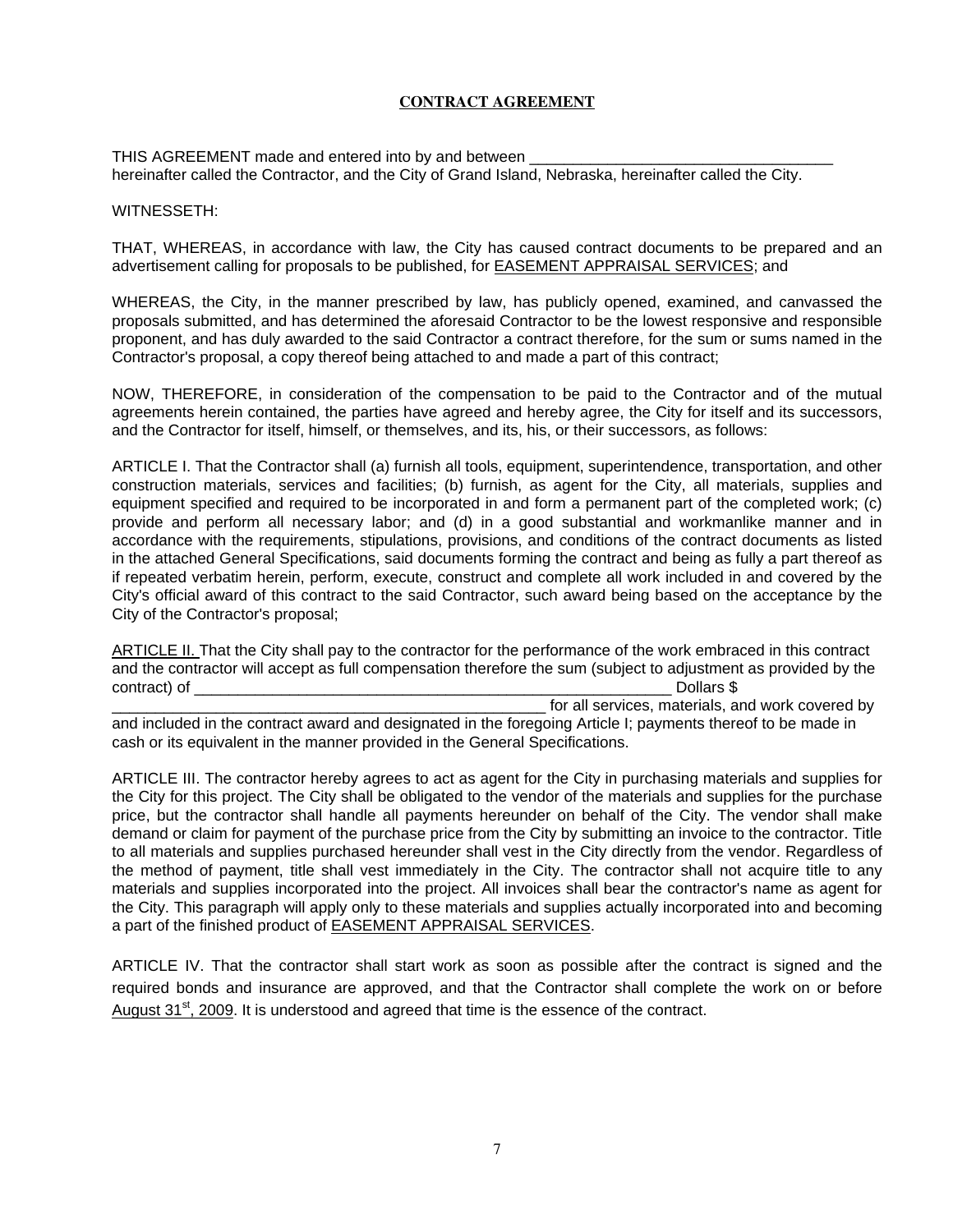**CONTRACT AGREEMENT**

THIS AGREEMENT made and entered into by and between ___________________________________ hereinafter called the Contractor, and the City of Grand Island, Nebraska, hereinafter called the City.

WITNESSETH:

THAT, WHEREAS, in accordance with law, the City has caused contract documents to be prepared and an advertisement calling for proposals to be published, for <u>EASEMENT APPRAISAL SERVICES</u>; and

WHEREAS, the City, in the manner prescribed by law, has publicly opened, examined, and canvassed the proposals submitted, and has determined the aforesaid Contractor to be the lowest responsive and responsible proponent, and has duly awarded to the said Contractor a contract therefore, for the sum or sums named in the Contractor's proposal, a copy thereof being attached to and made a part of this contract;

NOW, THEREFORE, in consideration of the compensation to be paid to the Contractor and of the mutual agreements herein contained, the parties have agreed and hereby agree, the City for itself and its successors, and the Contractor for itself, himself, or themselves, and its, his, or their successors, as follows:

ARTICLE I. That the Contractor shall (a) furnish all tools, equipment, superintendence, transportation, and other construction materials, services and facilities; (b) furnish, as agent for the City, all materials, supplies and equipment specified and required to be incorporated in and form a permanent part of the completed work; (c) provide and perform all necessary labor; and (d) in a good substantial and workmanlike manner and in accordance with the requirements, stipulations, provisions, and conditions of the contract documents as listed in the attached General Specifications, said documents forming the contract and being as fully a part thereof as if repeated verbatim herein, perform, execute, construct and complete all work included in and covered by the City's official award of this contract to the said Contractor, such award being based on the acceptance by the City of the Contractor's proposal;

<u>ARTICLE II.</u> That the City shall pay to the contractor for the performance of the work embraced in this contract and the contractor will accept as full compensation therefore the sum (subject to adjustment as provided by the contract) of _________________________________________________________ Dollars $ ___________________________________________________ for all services, materials, and work covered by and included in the contract award and designated in the foregoing Article I; payments thereof to be made in cash or its equivalent in the manner provided in the General Specifications.

ARTICLE III. The contractor hereby agrees to act as agent for the City in purchasing materials and supplies for the City for this project. The City shall be obligated to the vendor of the materials and supplies for the purchase price, but the contractor shall handle all payments hereunder on behalf of the City. The vendor shall make demand or claim for payment of the purchase price from the City by submitting an invoice to the contractor. Title to all materials and supplies purchased hereunder shall vest in the City directly from the vendor. Regardless of the method of payment, title shall vest immediately in the City. The contractor shall not acquire title to any materials and supplies incorporated into the project. All invoices shall bear the contractor's name as agent for the City. This paragraph will apply only to these materials and supplies actually incorporated into and becoming a part of the finished product of <u>EASEMENT APPRAISAL SERVICES</u>.

ARTICLE IV. That the contractor shall start work as soon as possible after the contract is signed and the required bonds and insurance are approved, and that the Contractor shall complete the work on or before <u>August 31st, 2009</u>. It is understood and agreed that time is the essence of the contract.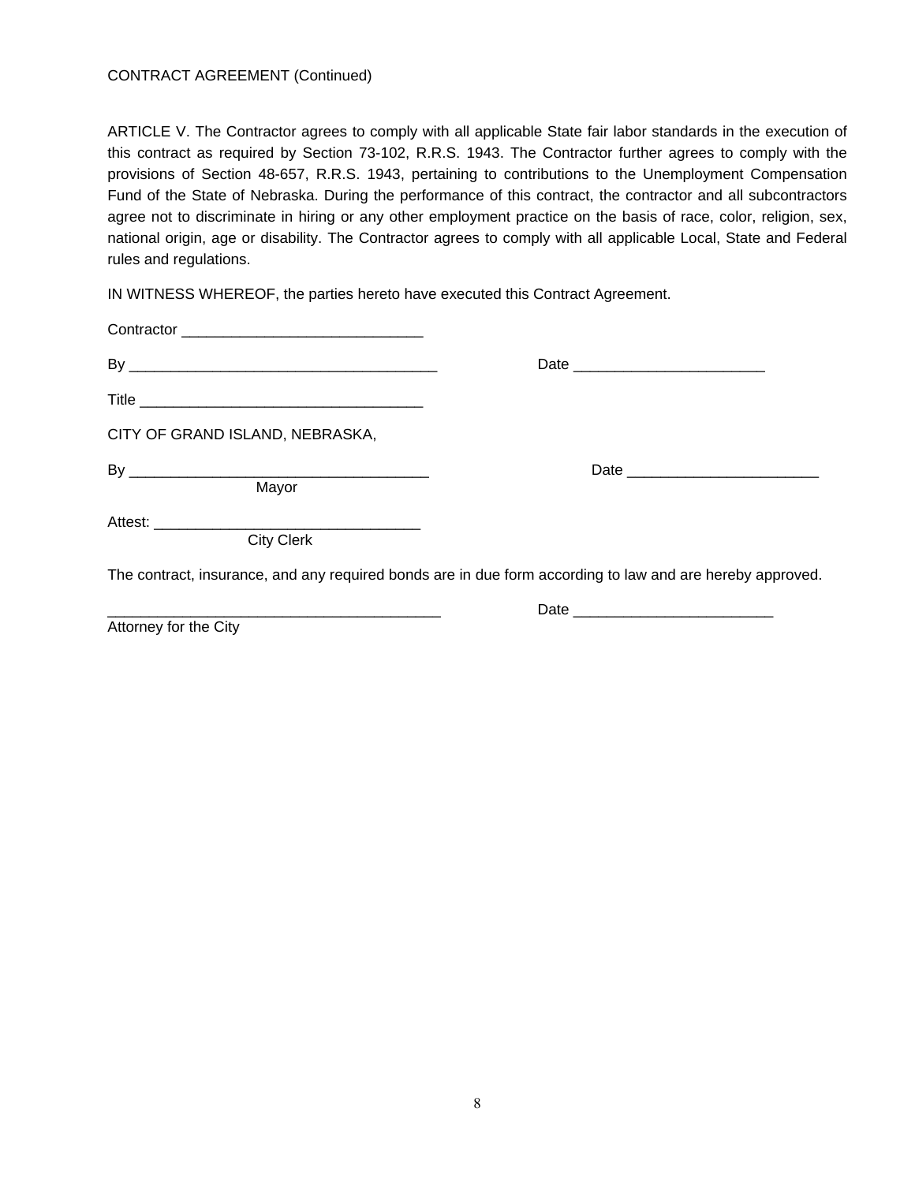CONTRACT AGREEMENT (Continued)

ARTICLE V. The Contractor agrees to comply with all applicable State fair labor standards in the execution of this contract as required by Section 73-102, R.R.S. 1943. The Contractor further agrees to comply with the provisions of Section 48-657, R.R.S. 1943, pertaining to contributions to the Unemployment Compensation Fund of the State of Nebraska. During the performance of this contract, the contractor and all subcontractors agree not to discriminate in hiring or any other employment practice on the basis of race, color, religion, sex, national origin, age or disability. The Contractor agrees to comply with all applicable Local, State and Federal rules and regulations.

IN WITNESS WHEREOF, the parties hereto have executed this Contract Agreement.

Contractor _____________________________

By _____________________________________ Date _______________________

Title __________________________________

CITY OF GRAND ISLAND, NEBRASKA,

By ____________________________________ Date _______________________
Mayor

Attest: ________________________________
City Clerk

The contract, insurance, and any required bonds are in due form according to law and are hereby approved.

_______________________________________ Date ________________________
Attorney for the City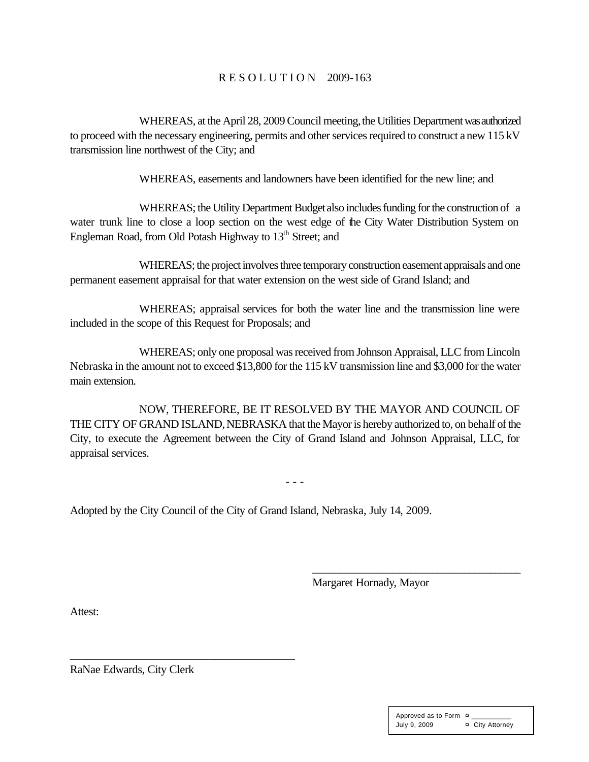# RESOLUTION 2009-163

WHEREAS, at the April 28, 2009 Council meeting, the Utilities Department was authorized to proceed with the necessary engineering, permits and other services required to construct a new 115 kV transmission line northwest of the City; and

WHEREAS, easements and landowners have been identified for the new line; and

WHEREAS; the Utility Department Budget also includes funding for the construction of a water trunk line to close a loop section on the west edge of the City Water Distribution System on Engleman Road, from Old Potash Highway to 13th Street; and

WHEREAS; the project involves three temporary construction easement appraisals and one permanent easement appraisal for that water extension on the west side of Grand Island; and

WHEREAS; appraisal services for both the water line and the transmission line were included in the scope of this Request for Proposals; and

WHEREAS; only one proposal was received from Johnson Appraisal, LLC from Lincoln Nebraska in the amount not to exceed $13,800 for the 115 kV transmission line and $3,000 for the water main extension.

NOW, THEREFORE, BE IT RESOLVED BY THE MAYOR AND COUNCIL OF THE CITY OF GRAND ISLAND, NEBRASKA that the Mayor is hereby authorized to, on behalf of the City, to execute the Agreement between the City of Grand Island and Johnson Appraisal, LLC, for appraisal services.

- - -

Adopted by the City Council of the City of Grand Island, Nebraska, July 14, 2009.

_______________________________________
Margaret Hornady, Mayor

Attest:

_______________________________________
RaNae Edwards, City Clerk

| | |
|---|---|
| Approved as to Form ¤ ___________ | |
| July 9, 2009 | ¤ City Attorney |